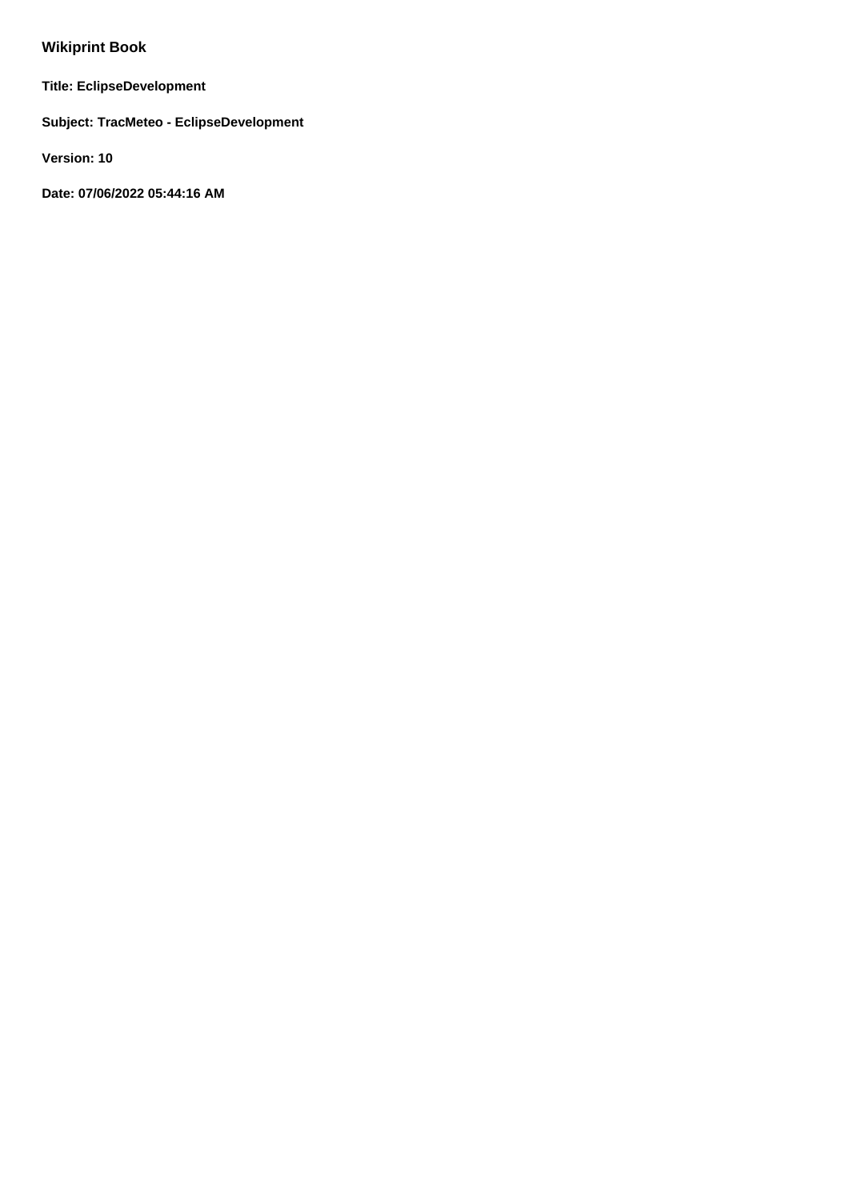## Wikiprint Book

**Title: EclipseDevelopment**

**Subject: TracMeteo - EclipseDevelopment**

**Version: 10**

**Date: 07/06/2022 05:44:16 AM**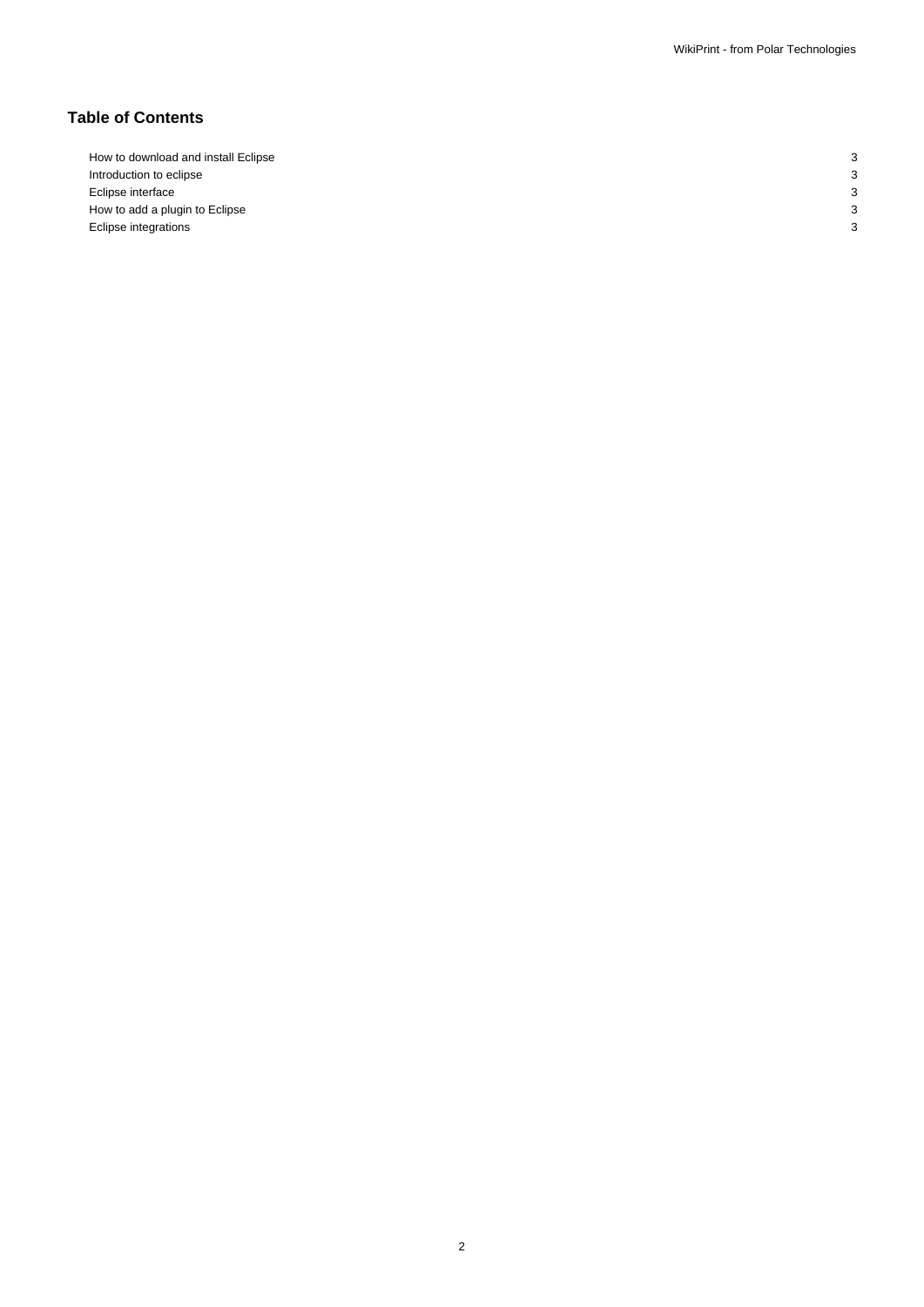## Table of Contents

| | |
|---|---|
| How to download and install Eclipse | 3 |
| Introduction to eclipse | 3 |
| Eclipse interface | 3 |
| How to add a plugin to Eclipse | 3 |
| Eclipse integrations | 3 |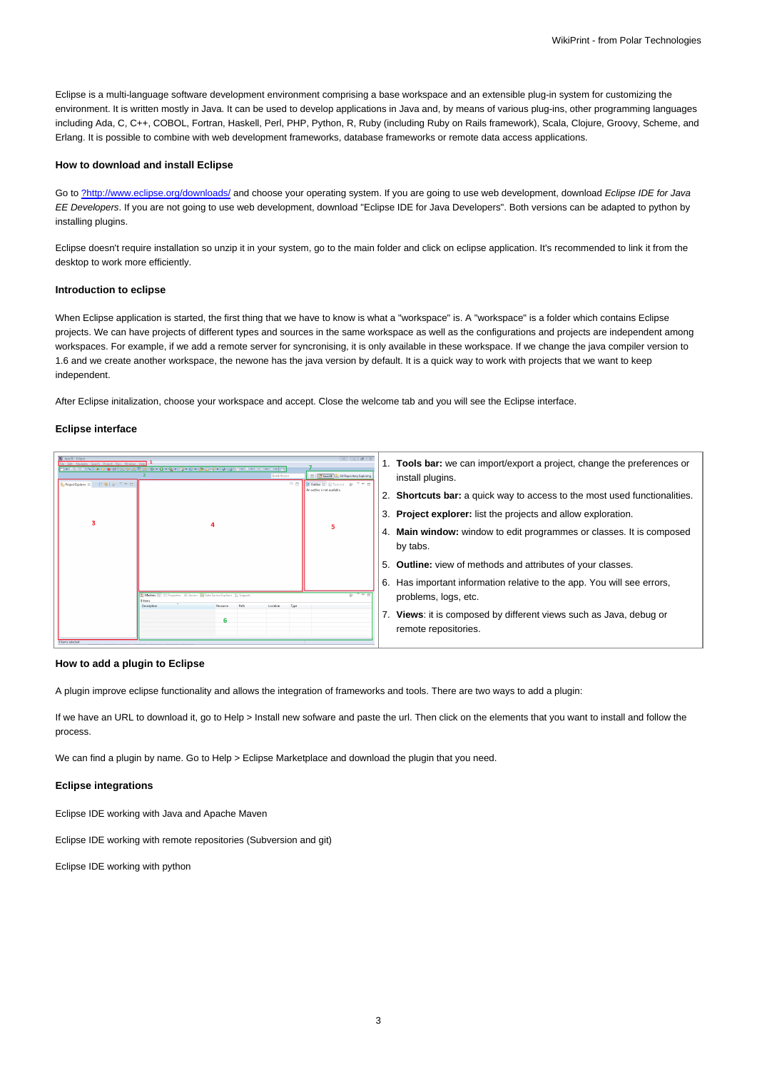Eclipse is a multi-language software development environment comprising a base workspace and an extensible plug-in system for customizing the environment. It is written mostly in Java. It can be used to develop applications in Java and, by means of various plug-ins, other programming languages including Ada, C, C++, COBOL, Fortran, Haskell, Perl, PHP, Python, R, Ruby (including Ruby on Rails framework), Scala, Clojure, Groovy, Scheme, and Erlang. It is possible to combine with web development frameworks, database frameworks or remote data access applications.

### How to download and install Eclipse

Go to [?http://www.eclipse.org/downloads/](http://www.eclipse.org/downloads/) and choose your operating system. If you are going to use web development, download *Eclipse IDE for Java EE Developers*. If you are not going to use web development, download "Eclipse IDE for Java Developers". Both versions can be adapted to python by installing plugins.

Eclipse doesn't require installation so unzip it in your system, go to the main folder and click on eclipse application. It's recommended to link it from the desktop to work more efficiently.

### Introduction to eclipse

When Eclipse application is started, the first thing that we have to know is what a "workspace" is. A "workspace" is a folder which contains Eclipse projects. We can have projects of different types and sources in the same workspace as well as the configurations and projects are independent among workspaces. For example, if we add a remote server for syncronising, it is only available in these workspace. If we change the java compiler version to 1.6 and we create another workspace, the newone has the java version by default. It is a quick way to work with projects that we want to keep independent.

After Eclipse initalization, choose your workspace and accept. Close the welcome tab and you will see the Eclipse interface.

### Eclipse interface

1. **Tools bar:** we can import/export a project, change the preferences or install plugins.
2. **Shortcuts bar:** a quick way to access to the most used functionalities.
3. **Project explorer:** list the projects and allow exploration.
4. **Main window:** window to edit programmes or classes. It is composed by tabs.
5. **Outline:** view of methods and attributes of your classes.
6. Has important information relative to the app. You will see errors, problems, logs, etc.
7. **Views**: it is composed by different views such as Java, debug or remote repositories.

### How to add a plugin to Eclipse

A plugin improve eclipse functionality and allows the integration of frameworks and tools. There are two ways to add a plugin:

If we have an URL to download it, go to Help > Install new sofware and paste the url. Then click on the elements that you want to install and follow the process.

We can find a plugin by name. Go to Help > Eclipse Marketplace and download the plugin that you need.

### Eclipse integrations

Eclipse IDE working with Java and Apache Maven

Eclipse IDE working with remote repositories (Subversion and git)

Eclipse IDE working with python